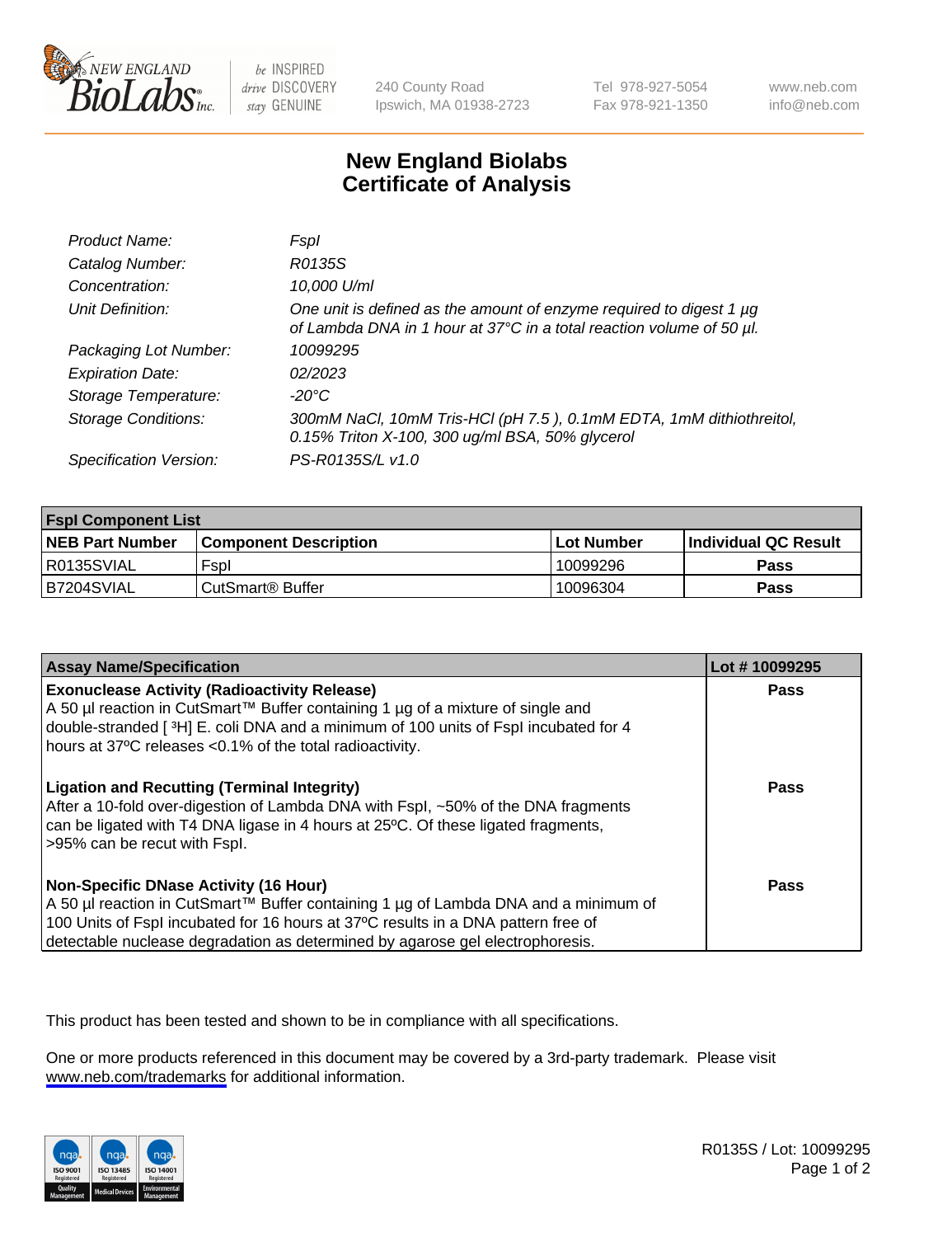# New England Biolabs
# Certificate of Analysis

| | |
|---|---|
| *Product Name:* | *FspI* |
| *Catalog Number:* | *R0135S* |
| *Concentration:* | *10,000 U/ml* |
| *Unit Definition:* | *One unit is defined as the amount of enzyme required to digest 1 µg of Lambda DNA in 1 hour at 37°C in a total reaction volume of 50 µl.* |
| *Packaging Lot Number:* | *10099295* |
| *Expiration Date:* | *02/2023* |
| *Storage Temperature:* | *-20°C* |
| *Storage Conditions:* | *300mM NaCl, 10mM Tris-HCl (pH 7.5 ), 0.1mM EDTA, 1mM dithiothreitol, 0.15% Triton X-100, 300 ug/ml BSA, 50% glycerol* |
| *Specification Version:* | *PS-R0135S/L v1.0* |

| **FspI Component List** | | | |
|---|---|---|---|
| **NEB Part Number** | **Component Description** | **Lot Number** | **Individual QC Result** |
| R0135SVIAL | FspI | 10099296 | **Pass** |
| B7204SVIAL | CutSmart® Buffer | 10096304 | **Pass** |

| **Assay Name/Specification** | **Lot # 10099295** |
|---|---|
| **Exonuclease Activity (Radioactivity Release)** A 50 µl reaction in CutSmart™ Buffer containing 1 µg of a mixture of single and double-stranded [ $^3$H] E. coli DNA and a minimum of 100 units of FspI incubated for 4 hours at 37ºC releases <0.1% of the total radioactivity. | **Pass** |
| **Ligation and Recutting (Terminal Integrity)** After a 10-fold over-digestion of Lambda DNA with FspI, ~50% of the DNA fragments can be ligated with T4 DNA ligase in 4 hours at 25ºC. Of these ligated fragments, >95% can be recut with FspI. | **Pass** |
| **Non-Specific DNase Activity (16 Hour)** A 50 µl reaction in CutSmart™ Buffer containing 1 µg of Lambda DNA and a minimum of 100 Units of FspI incubated for 16 hours at 37ºC results in a DNA pattern free of detectable nuclease degradation as determined by agarose gel electrophoresis. | **Pass** |

This product has been tested and shown to be in compliance with all specifications.

One or more products referenced in this document may be covered by a 3rd-party trademark. Please visit www.neb.com/trademarks for additional information.

R0135S / Lot: 10099295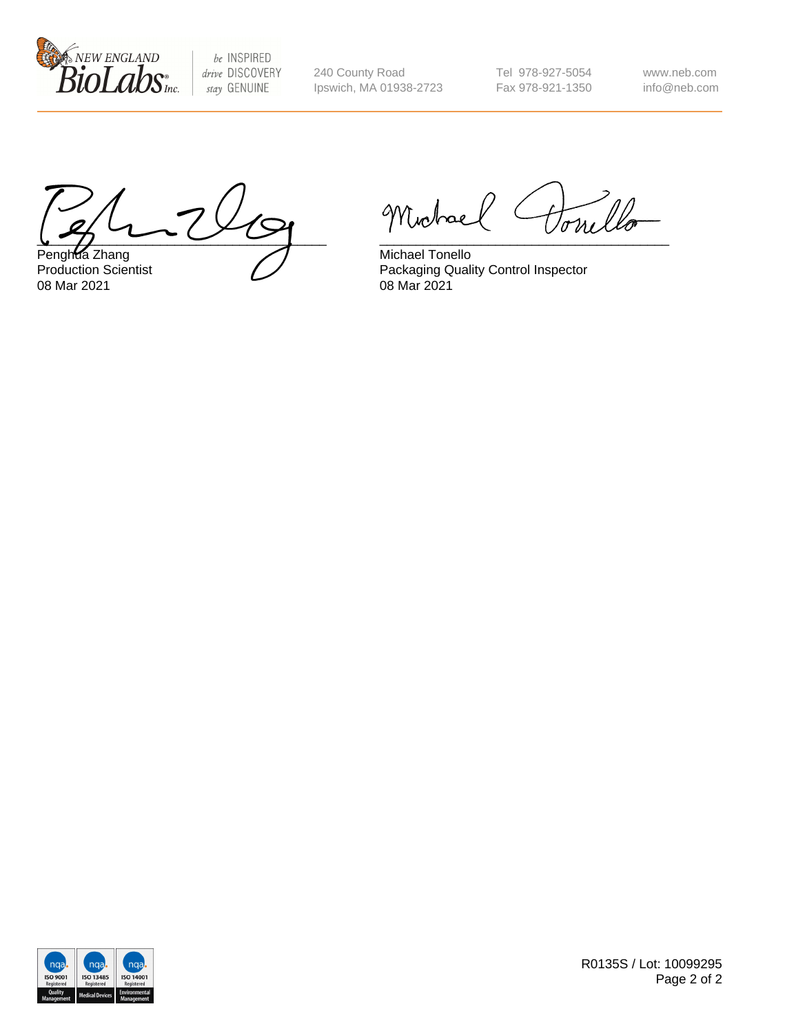NEW ENGLAND BioLabs Inc.

be INSPIRED
drive DISCOVERY
stay GENUINE

240 County Road
Ipswich, MA 01938-2723

Tel 978-927-5054
Fax 978-921-1350

www.neb.com
info@neb.com

Penghua Zhang
Production Scientist
08 Mar 2021

Michael Tonello
Packaging Quality Control Inspector
08 Mar 2021

nqa ISO 9001 Registered Quality Management | nqa ISO 13485 Registered Medical Devices | nqa ISO 14001 Registered Environmental Management

R0135S / Lot: 10099295